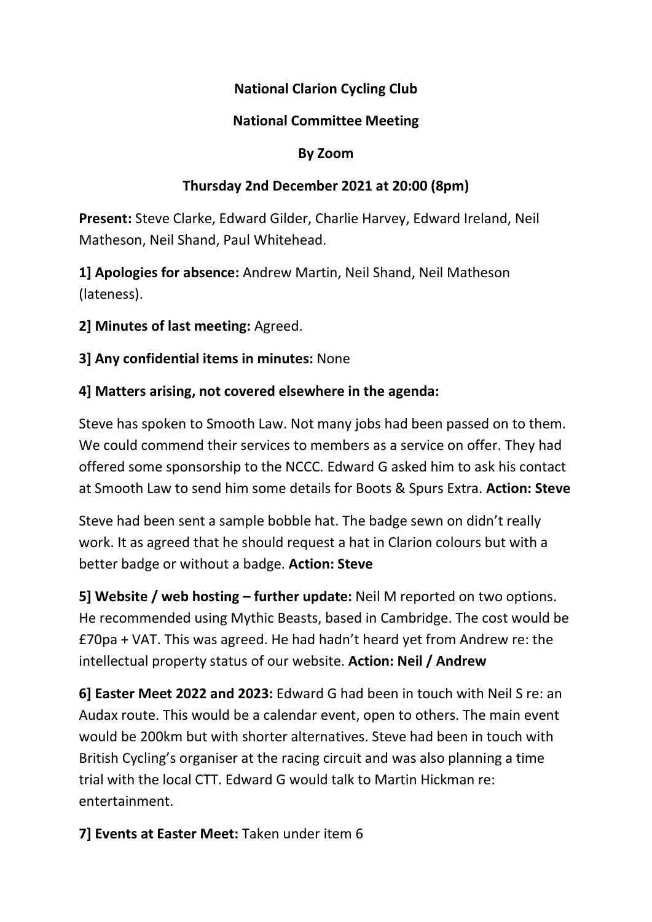**National Clarion Cycling Club**

**National Committee Meeting**

**By Zoom**

**Thursday 2nd December 2021 at 20:00 (8pm)**

**Present:** Steve Clarke, Edward Gilder, Charlie Harvey, Edward Ireland, Neil Matheson, Neil Shand, Paul Whitehead.

**1] Apologies for absence:** Andrew Martin, Neil Shand, Neil Matheson (lateness).

**2] Minutes of last meeting:** Agreed.

**3] Any confidential items in minutes:** None

**4] Matters arising, not covered elsewhere in the agenda:**

Steve has spoken to Smooth Law. Not many jobs had been passed on to them. We could commend their services to members as a service on offer. They had offered some sponsorship to the NCCC. Edward G asked him to ask his contact at Smooth Law to send him some details for Boots & Spurs Extra. **Action: Steve**

Steve had been sent a sample bobble hat. The badge sewn on didn't really work. It as agreed that he should request a hat in Clarion colours but with a better badge or without a badge. **Action: Steve**

**5] Website / web hosting – further update:** Neil M reported on two options. He recommended using Mythic Beasts, based in Cambridge. The cost would be £70pa + VAT. This was agreed. He had hadn't heard yet from Andrew re: the intellectual property status of our website. **Action: Neil / Andrew**

**6] Easter Meet 2022 and 2023:** Edward G had been in touch with Neil S re: an Audax route. This would be a calendar event, open to others. The main event would be 200km but with shorter alternatives. Steve had been in touch with British Cycling's organiser at the racing circuit and was also planning a time trial with the local CTT. Edward G would talk to Martin Hickman re: entertainment.

**7] Events at Easter Meet:** Taken under item 6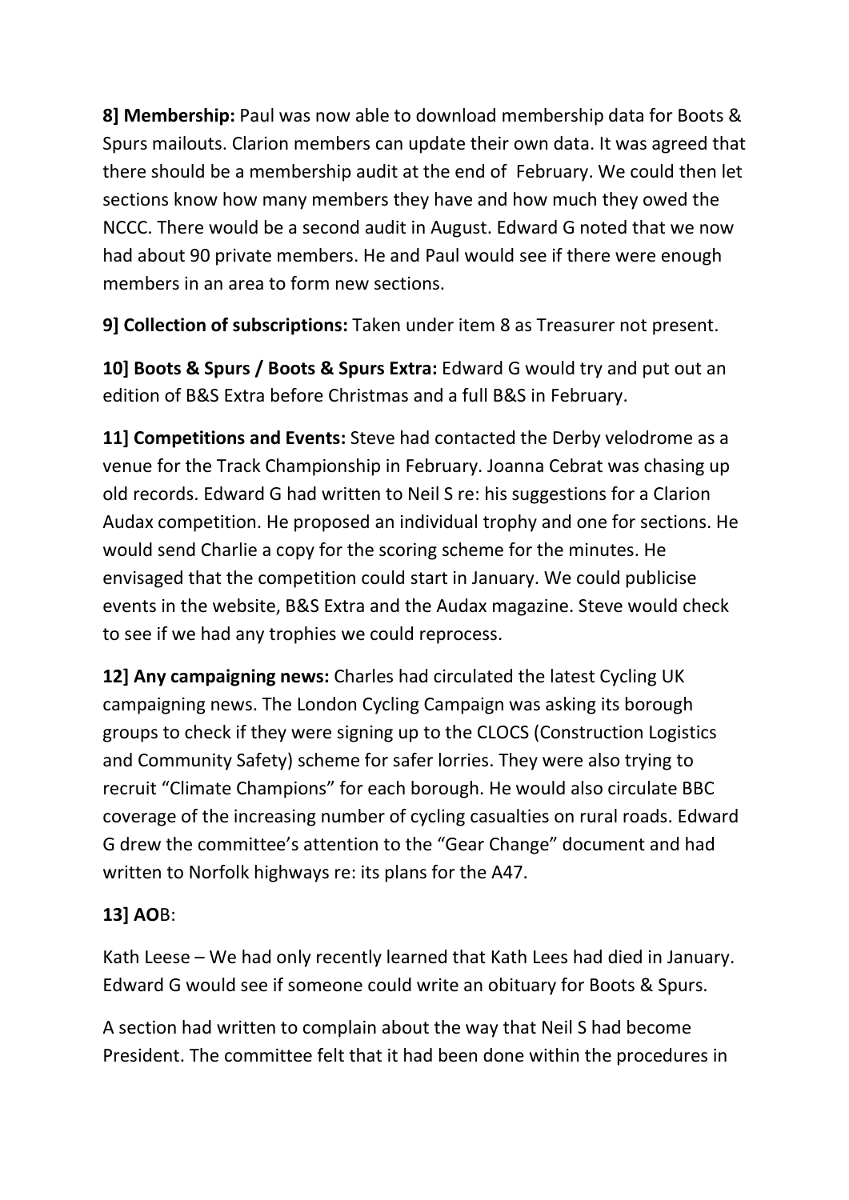**8] Membership:** Paul was now able to download membership data for Boots & Spurs mailouts. Clarion members can update their own data. It was agreed that there should be a membership audit at the end of February. We could then let sections know how many members they have and how much they owed the NCCC. There would be a second audit in August. Edward G noted that we now had about 90 private members. He and Paul would see if there were enough members in an area to form new sections.

**9] Collection of subscriptions:** Taken under item 8 as Treasurer not present.

**10] Boots & Spurs / Boots & Spurs Extra:** Edward G would try and put out an edition of B&S Extra before Christmas and a full B&S in February.

**11] Competitions and Events:** Steve had contacted the Derby velodrome as a venue for the Track Championship in February. Joanna Cebrat was chasing up old records. Edward G had written to Neil S re: his suggestions for a Clarion Audax competition. He proposed an individual trophy and one for sections. He would send Charlie a copy for the scoring scheme for the minutes. He envisaged that the competition could start in January. We could publicise events in the website, B&S Extra and the Audax magazine. Steve would check to see if we had any trophies we could reprocess.

**12] Any campaigning news:** Charles had circulated the latest Cycling UK campaigning news. The London Cycling Campaign was asking its borough groups to check if they were signing up to the CLOCS (Construction Logistics and Community Safety) scheme for safer lorries. They were also trying to recruit "Climate Champions" for each borough. He would also circulate BBC coverage of the increasing number of cycling casualties on rural roads. Edward G drew the committee's attention to the "Gear Change" document and had written to Norfolk highways re: its plans for the A47.

**13] AO**B:

Kath Leese – We had only recently learned that Kath Lees had died in January. Edward G would see if someone could write an obituary for Boots & Spurs.

A section had written to complain about the way that Neil S had become President. The committee felt that it had been done within the procedures in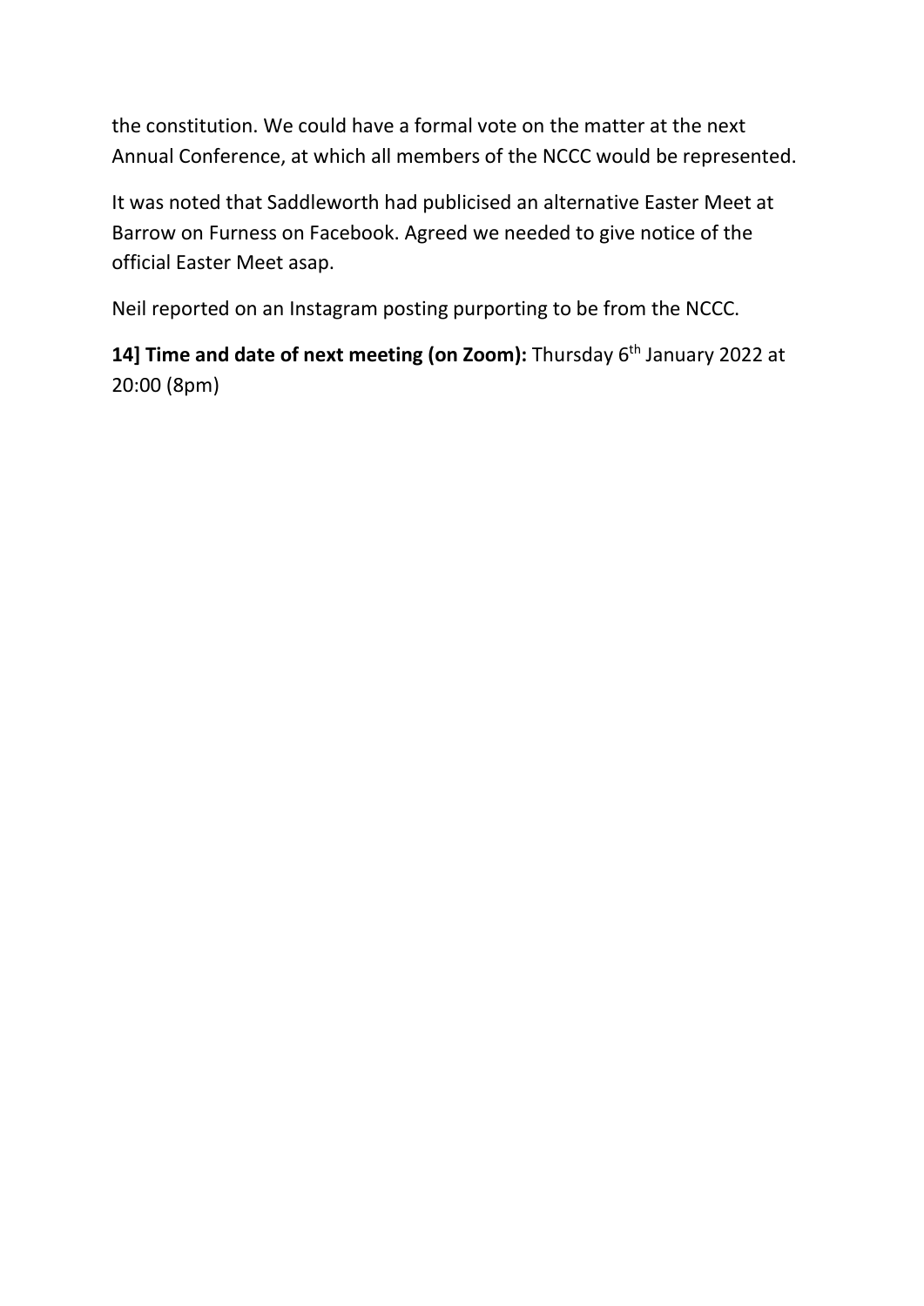the constitution. We could have a formal vote on the matter at the next Annual Conference, at which all members of the NCCC would be represented.

It was noted that Saddleworth had publicised an alternative Easter Meet at Barrow on Furness on Facebook. Agreed we needed to give notice of the official Easter Meet asap.

Neil reported on an Instagram posting purporting to be from the NCCC.

**14] Time and date of next meeting (on Zoom):** Thursday 6th January 2022 at 20:00 (8pm)